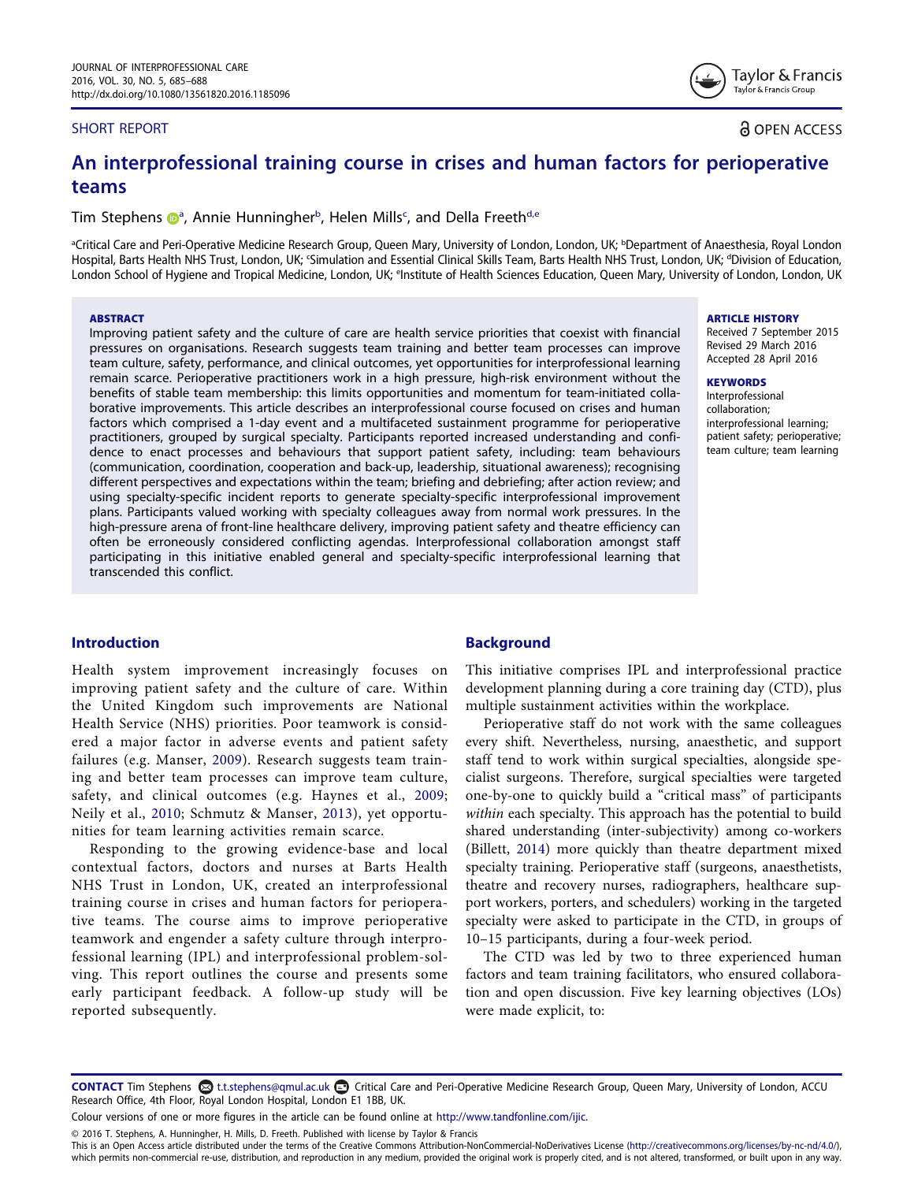SHORT REPORT

OPEN ACCESS

# An interprofessional training course in crises and human factors for perioperative teams

Tim Stephens[a], Annie Hunningher[b], Helen Mills[c], and Della Freeth[d,e]

[a]Critical Care and Peri-Operative Medicine Research Group, Queen Mary, University of London, London, UK; [b]Department of Anaesthesia, Royal London Hospital, Barts Health NHS Trust, London, UK; [c]Simulation and Essential Clinical Skills Team, Barts Health NHS Trust, London, UK; [d]Division of Education, London School of Hygiene and Tropical Medicine, London, UK; [e]Institute of Health Sciences Education, Queen Mary, University of London, London, UK

**ABSTRACT**

Improving patient safety and the culture of care are health service priorities that coexist with financial pressures on organisations. Research suggests team training and better team processes can improve team culture, safety, performance, and clinical outcomes, yet opportunities for interprofessional learning remain scarce. Perioperative practitioners work in a high pressure, high-risk environment without the benefits of stable team membership: this limits opportunities and momentum for team-initiated collaborative improvements. This article describes an interprofessional course focused on crises and human factors which comprised a 1-day event and a multifaceted sustainment programme for perioperative practitioners, grouped by surgical specialty. Participants reported increased understanding and confidence to enact processes and behaviours that support patient safety, including: team behaviours (communication, coordination, cooperation and back-up, leadership, situational awareness); recognising different perspectives and expectations within the team; briefing and debriefing; after action review; and using specialty-specific incident reports to generate specialty-specific interprofessional improvement plans. Participants valued working with specialty colleagues away from normal work pressures. In the high-pressure arena of front-line healthcare delivery, improving patient safety and theatre efficiency can often be erroneously considered conflicting agendas. Interprofessional collaboration amongst staff participating in this initiative enabled general and specialty-specific interprofessional learning that transcended this conflict.

**ARTICLE HISTORY**

Received 7 September 2015
Revised 29 March 2016
Accepted 28 April 2016

**KEYWORDS**

Interprofessional collaboration; interprofessional learning; patient safety; perioperative; team culture; team learning

## Introduction

Health system improvement increasingly focuses on improving patient safety and the culture of care. Within the United Kingdom such improvements are National Health Service (NHS) priorities. Poor teamwork is considered a major factor in adverse events and patient safety failures (e.g. Manser, 2009). Research suggests team training and better team processes can improve team culture, safety, and clinical outcomes (e.g. Haynes et al., 2009; Neily et al., 2010; Schmutz & Manser, 2013), yet opportunities for team learning activities remain scarce.

Responding to the growing evidence-base and local contextual factors, doctors and nurses at Barts Health NHS Trust in London, UK, created an interprofessional training course in crises and human factors for perioperative teams. The course aims to improve perioperative teamwork and engender a safety culture through interprofessional learning (IPL) and interprofessional problem-solving. This report outlines the course and presents some early participant feedback. A follow-up study will be reported subsequently.

## Background

This initiative comprises IPL and interprofessional practice development planning during a core training day (CTD), plus multiple sustainment activities within the workplace.

Perioperative staff do not work with the same colleagues every shift. Nevertheless, nursing, anaesthetic, and support staff tend to work within surgical specialties, alongside specialist surgeons. Therefore, surgical specialties were targeted one-by-one to quickly build a "critical mass" of participants *within* each specialty. This approach has the potential to build shared understanding (inter-subjectivity) among co-workers (Billett, 2014) more quickly than theatre department mixed specialty training. Perioperative staff (surgeons, anaesthetists, theatre and recovery nurses, radiographers, healthcare support workers, porters, and schedulers) working in the targeted specialty were asked to participate in the CTD, in groups of 10–15 participants, during a four-week period.

The CTD was led by two to three experienced human factors and team training facilitators, who ensured collaboration and open discussion. Five key learning objectives (LOs) were made explicit, to:

---

**CONTACT** Tim Stephens t.t.stephens@qmul.ac.uk Critical Care and Peri-Operative Medicine Research Group, Queen Mary, University of London, ACCU Research Office, 4th Floor, Royal London Hospital, London E1 1BB, UK.

Colour versions of one or more figures in the article can be found online at http://www.tandfonline.com/ijic.

© 2016 T. Stephens, A. Hunninghe, H. Mills, D. Freeth. Published with license by Taylor & Francis

This is an Open Access article distributed under the terms of the Creative Commons Attribution-NonCommercial-NoDerivatives License (http://creativecommons.org/licenses/by-nc-nd/4.0/), which permits non-commercial re-use, distribution, and reproduction in any medium, provided the original work is properly cited, and is not altered, transformed, or built upon in any way.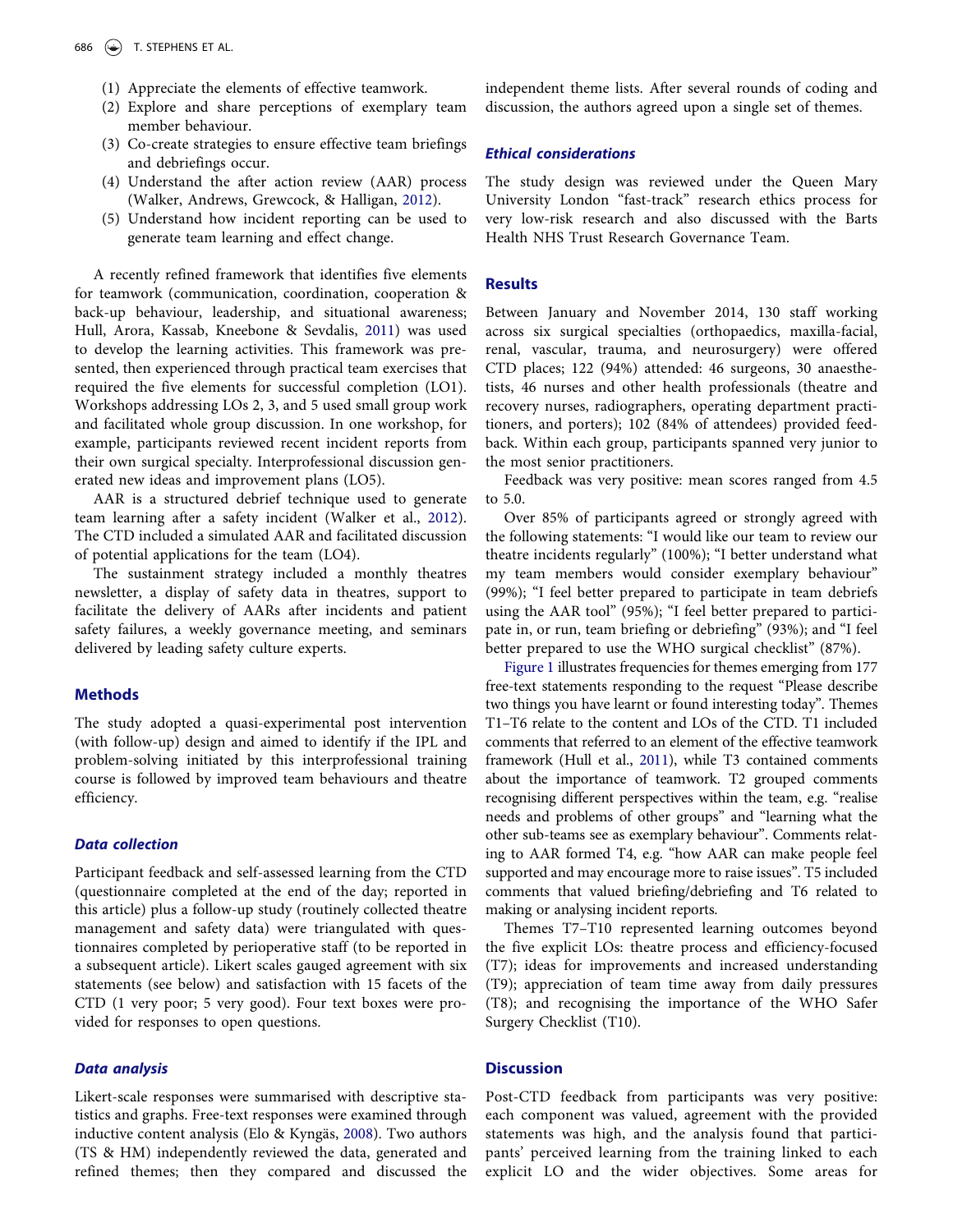1. Appreciate the elements of effective teamwork.
2. Explore and share perceptions of exemplary team member behaviour.
3. Co-create strategies to ensure effective team briefings and debriefings occur.
4. Understand the after action review (AAR) process (Walker, Andrews, Grewcock, & Halligan, 2012).
5. Understand how incident reporting can be used to generate team learning and effect change.

A recently refined framework that identifies five elements for teamwork (communication, coordination, cooperation & back-up behaviour, leadership, and situational awareness; Hull, Arora, Kassab, Kneebone & Sevdalis, 2011) was used to develop the learning activities. This framework was presented, then experienced through practical team exercises that required the five elements for successful completion (LO1). Workshops addressing LOs 2, 3, and 5 used small group work and facilitated whole group discussion. In one workshop, for example, participants reviewed recent incident reports from their own surgical specialty. Interprofessional discussion generated new ideas and improvement plans (LO5).

AAR is a structured debrief technique used to generate team learning after a safety incident (Walker et al., 2012). The CTD included a simulated AAR and facilitated discussion of potential applications for the team (LO4).

The sustainment strategy included a monthly theatres newsletter, a display of safety data in theatres, support to facilitate the delivery of AARs after incidents and patient safety failures, a weekly governance meeting, and seminars delivered by leading safety culture experts.

## Methods

The study adopted a quasi-experimental post intervention (with follow-up) design and aimed to identify if the IPL and problem-solving initiated by this interprofessional training course is followed by improved team behaviours and theatre efficiency.

### *Data collection*

Participant feedback and self-assessed learning from the CTD (questionnaire completed at the end of the day; reported in this article) plus a follow-up study (routinely collected theatre management and safety data) were triangulated with questionnaires completed by perioperative staff (to be reported in a subsequent article). Likert scales gauged agreement with six statements (see below) and satisfaction with 15 facets of the CTD (1 very poor; 5 very good). Four text boxes were provided for responses to open questions.

### *Data analysis*

Likert-scale responses were summarised with descriptive statistics and graphs. Free-text responses were examined through inductive content analysis (Elo & Kyngäs, 2008). Two authors (TS & HM) independently reviewed the data, generated and refined themes; then they compared and discussed the independent theme lists. After several rounds of coding and discussion, the authors agreed upon a single set of themes.

### *Ethical considerations*

The study design was reviewed under the Queen Mary University London "fast-track" research ethics process for very low-risk research and also discussed with the Barts Health NHS Trust Research Governance Team.

## Results

Between January and November 2014, 130 staff working across six surgical specialties (orthopaedics, maxilla-facial, renal, vascular, trauma, and neurosurgery) were offered CTD places; 122 (94%) attended: 46 surgeons, 30 anaesthetists, 46 nurses and other health professionals (theatre and recovery nurses, radiographers, operating department practitioners, and porters); 102 (84% of attendees) provided feedback. Within each group, participants spanned very junior to the most senior practitioners.

Feedback was very positive: mean scores ranged from 4.5 to 5.0.

Over 85% of participants agreed or strongly agreed with the following statements: "I would like our team to review our theatre incidents regularly" (100%); "I better understand what my team members would consider exemplary behaviour" (99%); "I feel better prepared to participate in team debriefs using the AAR tool" (95%); "I feel better prepared to participate in, or run, team briefing or debriefing" (93%); and "I feel better prepared to use the WHO surgical checklist" (87%).

Figure 1 illustrates frequencies for themes emerging from 177 free-text statements responding to the request "Please describe two things you have learnt or found interesting today". Themes T1–T6 relate to the content and LOs of the CTD. T1 included comments that referred to an element of the effective teamwork framework (Hull et al., 2011), while T3 contained comments about the importance of teamwork. T2 grouped comments recognising different perspectives within the team, e.g. "realise needs and problems of other groups" and "learning what the other sub-teams see as exemplary behaviour". Comments relating to AAR formed T4, e.g. "how AAR can make people feel supported and may encourage more to raise issues". T5 included comments that valued briefing/debriefing and T6 related to making or analysing incident reports.

Themes T7–T10 represented learning outcomes beyond the five explicit LOs: theatre process and efficiency-focused (T7); ideas for improvements and increased understanding (T9); appreciation of team time away from daily pressures (T8); and recognising the importance of the WHO Safer Surgery Checklist (T10).

## Discussion

Post-CTD feedback from participants was very positive: each component was valued, agreement with the provided statements was high, and the analysis found that participants' perceived learning from the training linked to each explicit LO and the wider objectives. Some areas for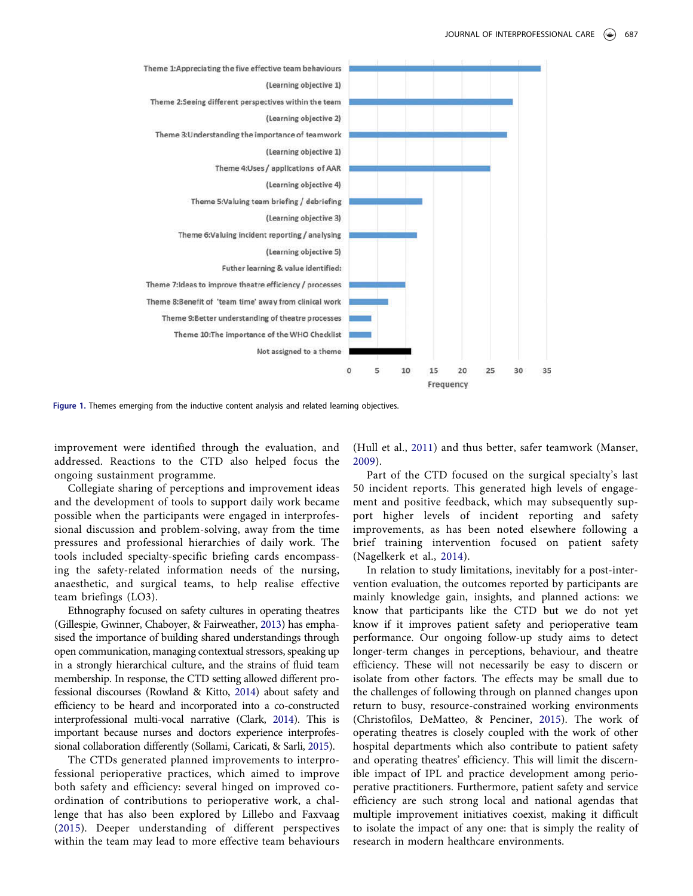Figure 1. Themes emerging from the inductive content analysis and related learning objectives.

improvement were identified through the evaluation, and addressed. Reactions to the CTD also helped focus the ongoing sustainment programme.

Collegiate sharing of perceptions and improvement ideas and the development of tools to support daily work became possible when the participants were engaged in interprofessional discussion and problem-solving, away from the time pressures and professional hierarchies of daily work. The tools included specialty-specific briefing cards encompassing the safety-related information needs of the nursing, anaesthetic, and surgical teams, to help realise effective team briefings (LO3).

Ethnography focused on safety cultures in operating theatres (Gillespie, Gwinner, Chaboyer, & Fairweather, 2013) has emphasised the importance of building shared understandings through open communication, managing contextual stressors, speaking up in a strongly hierarchical culture, and the strains of fluid team membership. In response, the CTD setting allowed different professional discourses (Rowland & Kitto, 2014) about safety and efficiency to be heard and incorporated into a co-constructed interprofessional multi-vocal narrative (Clark, 2014). This is important because nurses and doctors experience interprofessional collaboration differently (Sollami, Caricati, & Sarli, 2015).

The CTDs generated planned improvements to interprofessional perioperative practices, which aimed to improve both safety and efficiency: several hinged on improved co-ordination of contributions to perioperative work, a challenge that has also been explored by Lillebo and Faxvaag (2015). Deeper understanding of different perspectives within the team may lead to more effective team behaviours (Hull et al., 2011) and thus better, safer teamwork (Manser, 2009).

Part of the CTD focused on the surgical specialty's last 50 incident reports. This generated high levels of engagement and positive feedback, which may subsequently support higher levels of incident reporting and safety improvements, as has been noted elsewhere following a brief training intervention focused on patient safety (Nagelkerk et al., 2014).

In relation to study limitations, inevitably for a post-intervention evaluation, the outcomes reported by participants are mainly knowledge gain, insights, and planned actions: we know that participants like the CTD but we do not yet know if it improves patient safety and perioperative team performance. Our ongoing follow-up study aims to detect longer-term changes in perceptions, behaviour, and theatre efficiency. These will not necessarily be easy to discern or isolate from other factors. The effects may be small due to the challenges of following through on planned changes upon return to busy, resource-constrained working environments (Christofilos, DeMatteo, & Penciner, 2015). The work of operating theatres is closely coupled with the work of other hospital departments which also contribute to patient safety and operating theatres' efficiency. This will limit the discernible impact of IPL and practice development among perioperative practitioners. Furthermore, patient safety and service efficiency are such strong local and national agendas that multiple improvement initiatives coexist, making it difficult to isolate the impact of any one: that is simply the reality of research in modern healthcare environments.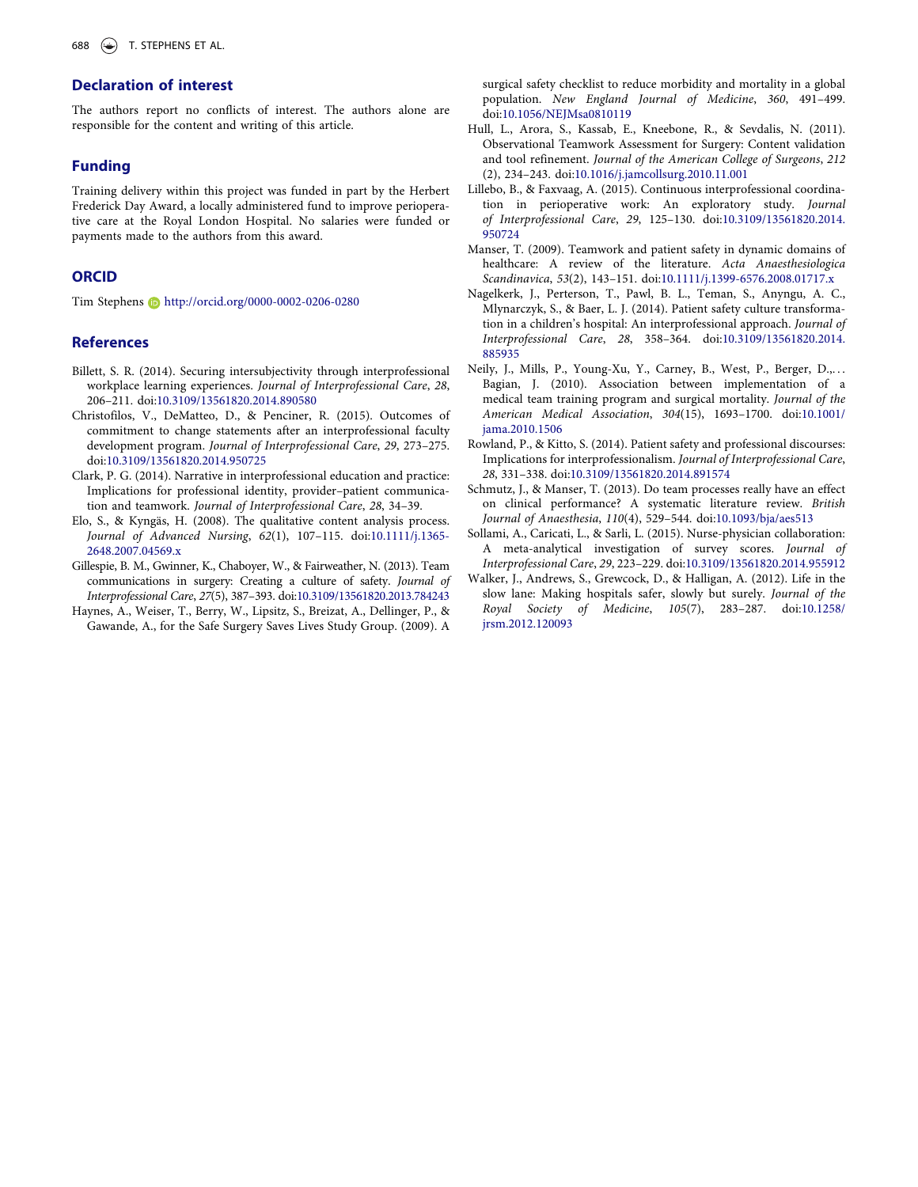## Declaration of interest

The authors report no conflicts of interest. The authors alone are responsible for the content and writing of this article.

## Funding

Training delivery within this project was funded in part by the Herbert Frederick Day Award, a locally administered fund to improve perioperative care at the Royal London Hospital. No salaries were funded or payments made to the authors from this award.

## ORCID

Tim Stephens http://orcid.org/0000-0002-0206-0280

## References

Billett, S. R. (2014). Securing intersubjectivity through interprofessional workplace learning experiences. *Journal of Interprofessional Care*, *28*, 206–211. doi:10.3109/13561820.2014.890580

Christofilos, V., DeMatteo, D., & Penciner, R. (2015). Outcomes of commitment to change statements after an interprofessional faculty development program. *Journal of Interprofessional Care*, *29*, 273–275. doi:10.3109/13561820.2014.950725

Clark, P. G. (2014). Narrative in interprofessional education and practice: Implications for professional identity, provider–patient communication and teamwork. *Journal of Interprofessional Care*, *28*, 34–39.

Elo, S., & Kyngäs, H. (2008). The qualitative content analysis process. *Journal of Advanced Nursing*, *62*(1), 107–115. doi:10.1111/j.1365-2648.2007.04569.x

Gillespie, B. M., Gwinner, K., Chaboyer, W., & Fairweather, N. (2013). Team communications in surgery: Creating a culture of safety. *Journal of Interprofessional Care*, *27*(5), 387–393. doi:10.3109/13561820.2013.784243

Haynes, A., Weiser, T., Berry, W., Lipsitz, S., Breizat, A., Dellinger, P., & Gawande, A., for the Safe Surgery Saves Lives Study Group. (2009). A surgical safety checklist to reduce morbidity and mortality in a global population. *New England Journal of Medicine*, *360*, 491–499. doi:10.1056/NEJMsa0810119

Hull, L., Arora, S., Kassab, E., Kneebone, R., & Sevdalis, N. (2011). Observational Teamwork Assessment for Surgery: Content validation and tool refinement. *Journal of the American College of Surgeons*, *212* (2), 234–243. doi:10.1016/j.jamcollsurg.2010.11.001

Lillebo, B., & Faxvaag, A. (2015). Continuous interprofessional coordination in perioperative work: An exploratory study. *Journal of Interprofessional Care*, *29*, 125–130. doi:10.3109/13561820.2014.950724

Manser, T. (2009). Teamwork and patient safety in dynamic domains of healthcare: A review of the literature. *Acta Anaesthesiologica Scandinavica*, *53*(2), 143–151. doi:10.1111/j.1399-6576.2008.01717.x

Nagelkerk, J., Perterson, T., Pawl, B. L., Teman, S., Anyngu, A. C., Mlynarczyk, S., & Baer, L. J. (2014). Patient safety culture transformation in a children's hospital: An interprofessional approach. *Journal of Interprofessional Care*, *28*, 358–364. doi:10.3109/13561820.2014.885935

Neily, J., Mills, P., Young-Xu, Y., Carney, B., West, P., Berger, D.,... Bagian, J. (2010). Association between implementation of a medical team training program and surgical mortality. *Journal of the American Medical Association*, *304*(15), 1693–1700. doi:10.1001/jama.2010.1506

Rowland, P., & Kitto, S. (2014). Patient safety and professional discourses: Implications for interprofessionalism. *Journal of Interprofessional Care*, *28*, 331–338. doi:10.3109/13561820.2014.891574

Schmutz, J., & Manser, T. (2013). Do team processes really have an effect on clinical performance? A systematic literature review. *British Journal of Anaesthesia*, *110*(4), 529–544. doi:10.1093/bja/aes513

Sollami, A., Caricati, L., & Sarli, L. (2015). Nurse-physician collaboration: A meta-analytical investigation of survey scores. *Journal of Interprofessional Care*, *29*, 223–229. doi:10.3109/13561820.2014.955912

Walker, J., Andrews, S., Grewcock, D., & Halligan, A. (2012). Life in the slow lane: Making hospitals safer, slowly but surely. *Journal of the Royal Society of Medicine*, *105*(7), 283–287. doi:10.1258/jrsm.2012.120093